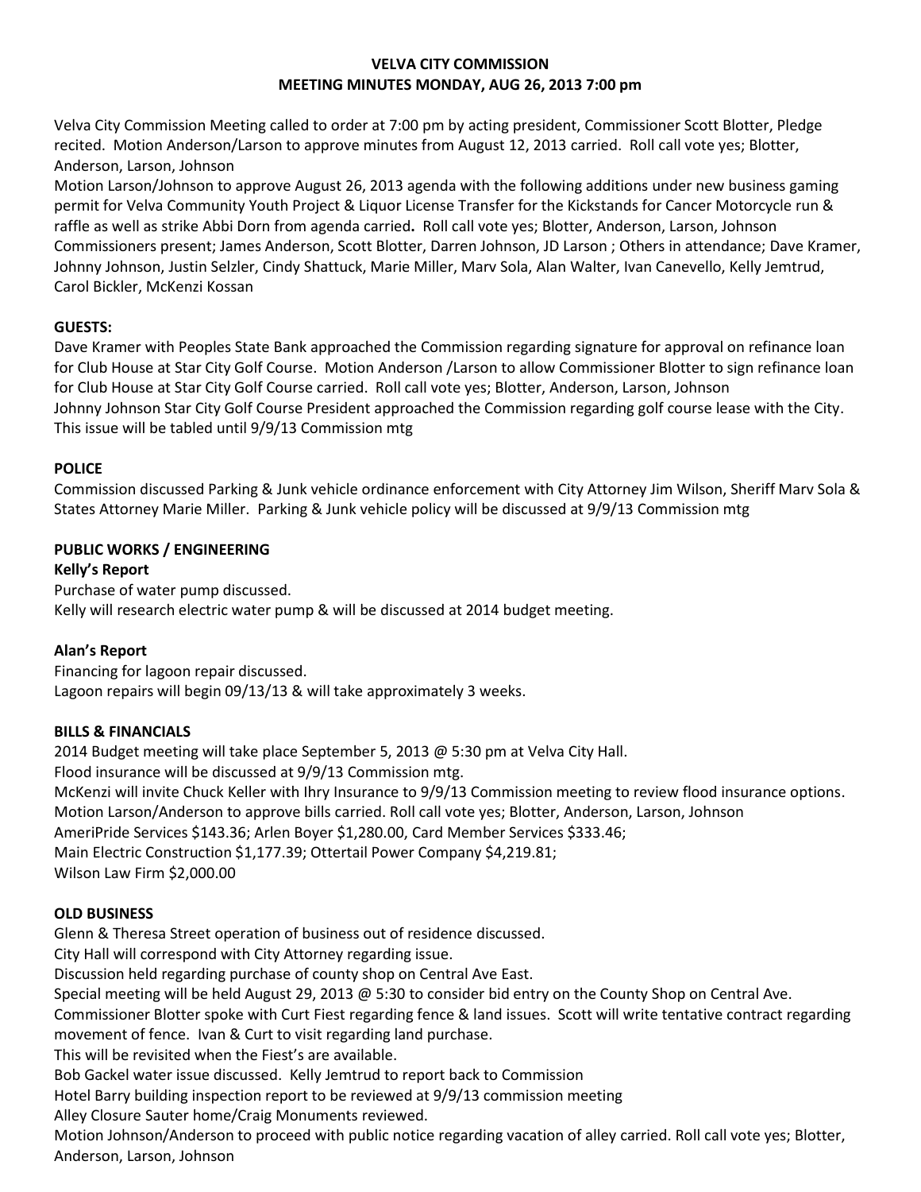# VELVA CITY COMMISSION
## MEETING MINUTES MONDAY, AUG 26, 2013 7:00 pm

Velva City Commission Meeting called to order at 7:00 pm by acting president, Commissioner Scott Blotter, Pledge recited. Motion Anderson/Larson to approve minutes from August 12, 2013 carried. Roll call vote yes; Blotter, Anderson, Larson, Johnson

Motion Larson/Johnson to approve August 26, 2013 agenda with the following additions under new business gaming permit for Velva Community Youth Project & Liquor License Transfer for the Kickstands for Cancer Motorcycle run & raffle as well as strike Abbi Dorn from agenda carried**.** Roll call vote yes; Blotter, Anderson, Larson, Johnson

Commissioners present; James Anderson, Scott Blotter, Darren Johnson, JD Larson ; Others in attendance; Dave Kramer, Johnny Johnson, Justin Selzler, Cindy Shattuck, Marie Miller, Marv Sola, Alan Walter, Ivan Canevello, Kelly Jemtrud, Carol Bickler, McKenzi Kossan

**GUESTS:**

Dave Kramer with Peoples State Bank approached the Commission regarding signature for approval on refinance loan for Club House at Star City Golf Course. Motion Anderson /Larson to allow Commissioner Blotter to sign refinance loan for Club House at Star City Golf Course carried. Roll call vote yes; Blotter, Anderson, Larson, Johnson

Johnny Johnson Star City Golf Course President approached the Commission regarding golf course lease with the City. This issue will be tabled until 9/9/13 Commission mtg

**POLICE**

Commission discussed Parking & Junk vehicle ordinance enforcement with City Attorney Jim Wilson, Sheriff Marv Sola & States Attorney Marie Miller. Parking & Junk vehicle policy will be discussed at 9/9/13 Commission mtg

**PUBLIC WORKS / ENGINEERING**

**Kelly's Report**

Purchase of water pump discussed.

Kelly will research electric water pump & will be discussed at 2014 budget meeting.

**Alan's Report**

Financing for lagoon repair discussed.

Lagoon repairs will begin 09/13/13 & will take approximately 3 weeks.

**BILLS & FINANCIALS**

2014 Budget meeting will take place September 5, 2013 @ 5:30 pm at Velva City Hall.

Flood insurance will be discussed at 9/9/13 Commission mtg.

McKenzi will invite Chuck Keller with Ihry Insurance to 9/9/13 Commission meeting to review flood insurance options.

Motion Larson/Anderson to approve bills carried. Roll call vote yes; Blotter, Anderson, Larson, Johnson

AmeriPride Services $143.36; Arlen Boyer $1,280.00, Card Member Services $333.46;
Main Electric Construction $1,177.39; Ottertail Power Company $4,219.81;
Wilson Law Firm $2,000.00

**OLD BUSINESS**

Glenn & Theresa Street operation of business out of residence discussed.

City Hall will correspond with City Attorney regarding issue.

Discussion held regarding purchase of county shop on Central Ave East.

Special meeting will be held August 29, 2013 @ 5:30 to consider bid entry on the County Shop on Central Ave.

Commissioner Blotter spoke with Curt Fiest regarding fence & land issues. Scott will write tentative contract regarding movement of fence. Ivan & Curt to visit regarding land purchase.

This will be revisited when the Fiest's are available.

Bob Gackel water issue discussed. Kelly Jemtrud to report back to Commission

Hotel Barry building inspection report to be reviewed at 9/9/13 commission meeting

Alley Closure Sauter home/Craig Monuments reviewed.

Motion Johnson/Anderson to proceed with public notice regarding vacation of alley carried. Roll call vote yes; Blotter, Anderson, Larson, Johnson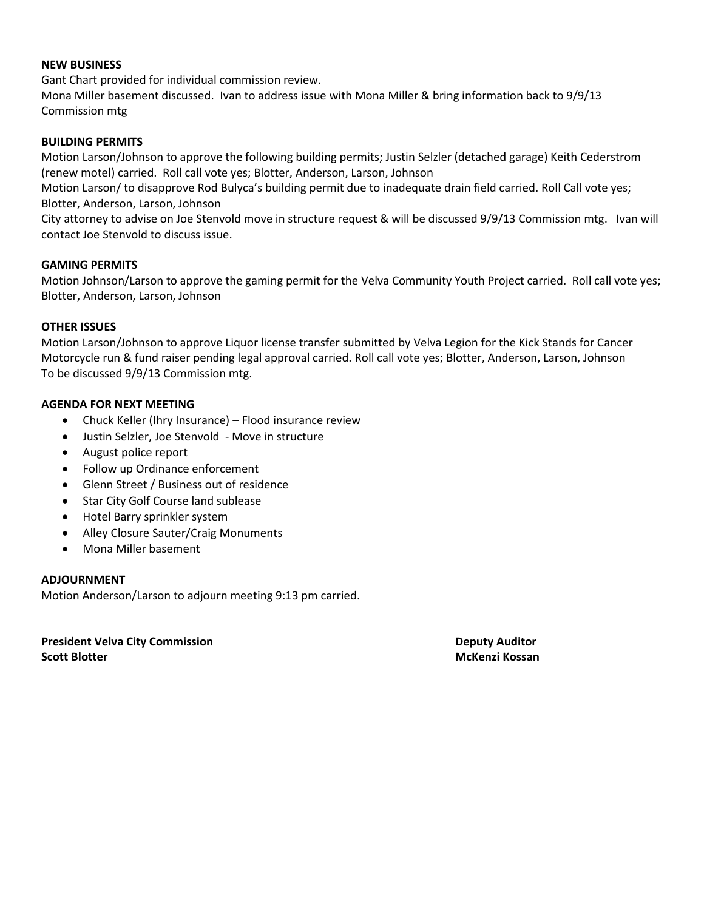**NEW BUSINESS**

Gant Chart provided for individual commission review.

Mona Miller basement discussed. Ivan to address issue with Mona Miller & bring information back to 9/9/13 Commission mtg

**BUILDING PERMITS**

Motion Larson/Johnson to approve the following building permits; Justin Selzler (detached garage) Keith Cederstrom (renew motel) carried. Roll call vote yes; Blotter, Anderson, Larson, Johnson

Motion Larson/ to disapprove Rod Bulyca's building permit due to inadequate drain field carried. Roll Call vote yes; Blotter, Anderson, Larson, Johnson

City attorney to advise on Joe Stenvold move in structure request & will be discussed 9/9/13 Commission mtg. Ivan will contact Joe Stenvold to discuss issue.

**GAMING PERMITS**

Motion Johnson/Larson to approve the gaming permit for the Velva Community Youth Project carried. Roll call vote yes; Blotter, Anderson, Larson, Johnson

**OTHER ISSUES**

Motion Larson/Johnson to approve Liquor license transfer submitted by Velva Legion for the Kick Stands for Cancer Motorcycle run & fund raiser pending legal approval carried. Roll call vote yes; Blotter, Anderson, Larson, Johnson
To be discussed 9/9/13 Commission mtg.

**AGENDA FOR NEXT MEETING**

- Chuck Keller (Ihry Insurance) – Flood insurance review
- Justin Selzler, Joe Stenvold - Move in structure
- August police report
- Follow up Ordinance enforcement
- Glenn Street / Business out of residence
- Star City Golf Course land sublease
- Hotel Barry sprinkler system
- Alley Closure Sauter/Craig Monuments
- Mona Miller basement

**ADJOURNMENT**

Motion Anderson/Larson to adjourn meeting 9:13 pm carried.

**President Velva City Commission**
**Scott Blotter**

**Deputy Auditor**
**McKenzi Kossan**